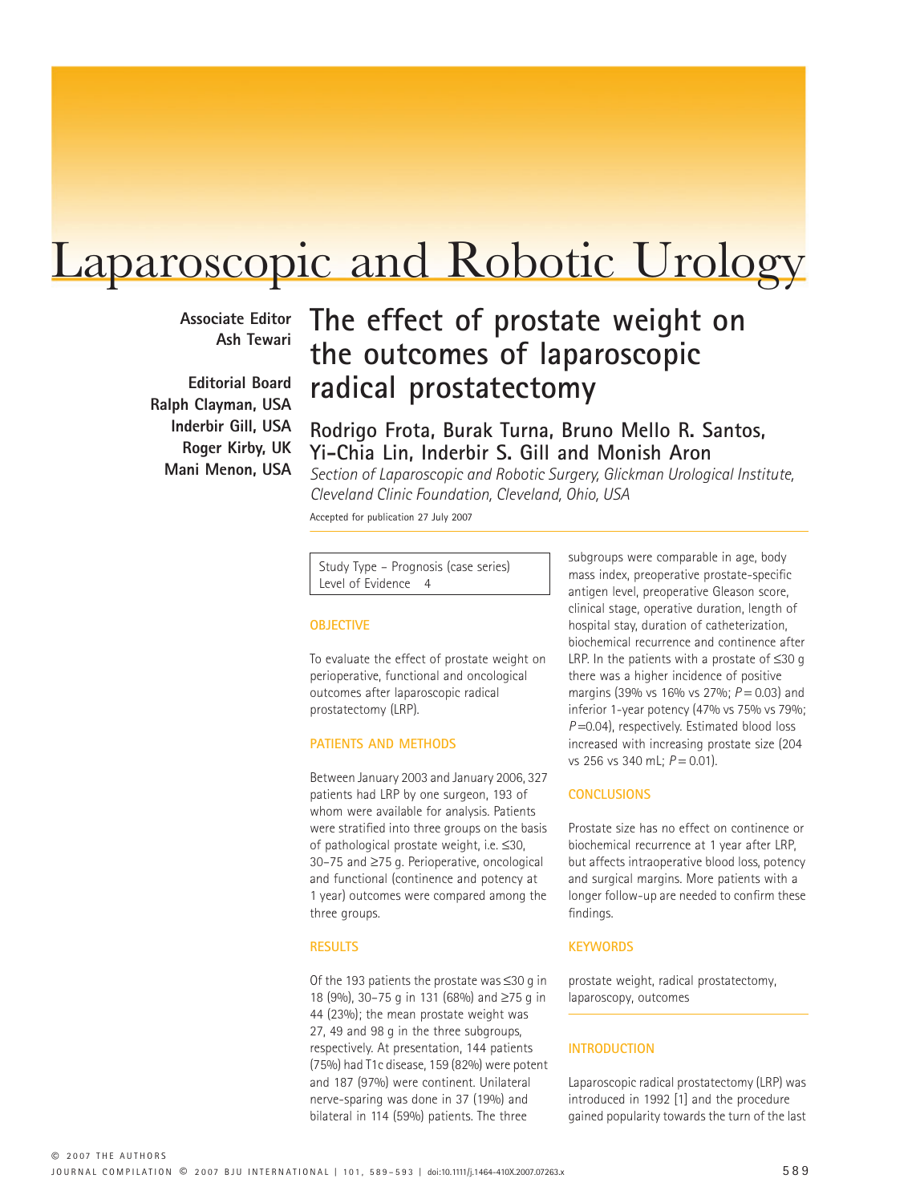# Laparoscopic and Robotic Urology

**Associate Editor**
**Ash Tewari**

**Editorial Board**
**Ralph Clayman, USA**
**Inderbir Gill, USA**
**Roger Kirby, UK**
**Mani Menon, USA**

## The effect of prostate weight on the outcomes of laparoscopic radical prostatectomy

**Rodrigo Frota, Burak Turna, Bruno Mello R. Santos, Yi-Chia Lin, Inderbir S. Gill and Monish Aron**

*Section of Laparoscopic and Robotic Surgery, Glickman Urological Institute, Cleveland Clinic Foundation, Cleveland, Ohio, USA*

Accepted for publication 27 July 2007

Study Type – Prognosis (case series)
Level of Evidence 4

### OBJECTIVE

To evaluate the effect of prostate weight on perioperative, functional and oncological outcomes after laparoscopic radical prostatectomy (LRP).

### PATIENTS AND METHODS

Between January 2003 and January 2006, 327 patients had LRP by one surgeon, 193 of whom were available for analysis. Patients were stratified into three groups on the basis of pathological prostate weight, i.e. ≤30, 30–75 and ≥75 g. Perioperative, oncological and functional (continence and potency at 1 year) outcomes were compared among the three groups.

### RESULTS

Of the 193 patients the prostate was ≤30 g in 18 (9%), 30–75 g in 131 (68%) and ≥75 g in 44 (23%); the mean prostate weight was 27, 49 and 98 g in the three subgroups, respectively. At presentation, 144 patients (75%) had T1c disease, 159 (82%) were potent and 187 (97%) were continent. Unilateral nerve-sparing was done in 37 (19%) and bilateral in 114 (59%) patients. The three subgroups were comparable in age, body mass index, preoperative prostate-specific antigen level, preoperative Gleason score, clinical stage, operative duration, length of hospital stay, duration of catheterization, biochemical recurrence and continence after LRP. In the patients with a prostate of ≤30 g there was a higher incidence of positive margins (39% vs 16% vs 27%; $P = 0.03$) and inferior 1-year potency (47% vs 75% vs 79%; $P = 0.04$), respectively. Estimated blood loss increased with increasing prostate size (204 vs 256 vs 340 mL; $P = 0.01$).

### CONCLUSIONS

Prostate size has no effect on continence or biochemical recurrence at 1 year after LRP, but affects intraoperative blood loss, potency and surgical margins. More patients with a longer follow-up are needed to confirm these findings.

### KEYWORDS

prostate weight, radical prostatectomy, laparoscopy, outcomes

### INTRODUCTION

Laparoscopic radical prostatectomy (LRP) was introduced in 1992 [1] and the procedure gained popularity towards the turn of the last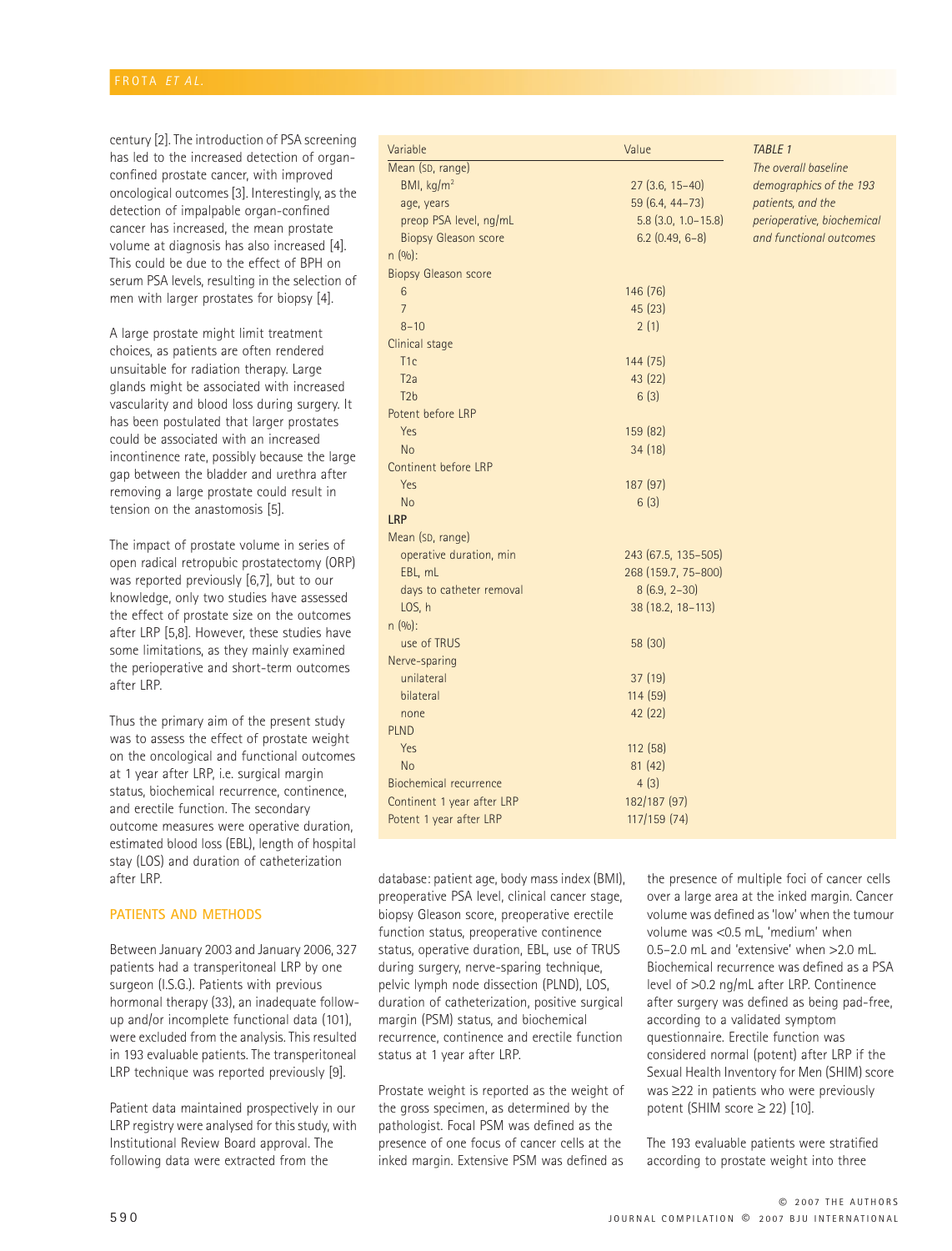century [2]. The introduction of PSA screening has led to the increased detection of organ-confined prostate cancer, with improved oncological outcomes [3]. Interestingly, as the detection of impalpable organ-confined cancer has increased, the mean prostate volume at diagnosis has also increased [4]. This could be due to the effect of BPH on serum PSA levels, resulting in the selection of men with larger prostates for biopsy [4].

A large prostate might limit treatment choices, as patients are often rendered unsuitable for radiation therapy. Large glands might be associated with increased vascularity and blood loss during surgery. It has been postulated that larger prostates could be associated with an increased incontinence rate, possibly because the large gap between the bladder and urethra after removing a large prostate could result in tension on the anastomosis [5].

The impact of prostate volume in series of open radical retropubic prostatectomy (ORP) was reported previously [6,7], but to our knowledge, only two studies have assessed the effect of prostate size on the outcomes after LRP [5,8]. However, these studies have some limitations, as they mainly examined the perioperative and short-term outcomes after LRP.

Thus the primary aim of the present study was to assess the effect of prostate weight on the oncological and functional outcomes at 1 year after LRP, i.e. surgical margin status, biochemical recurrence, continence, and erectile function. The secondary outcome measures were operative duration, estimated blood loss (EBL), length of hospital stay (LOS) and duration of catheterization after LRP.

*TABLE 1 The overall baseline demographics of the 193 patients, and the perioperative, biochemical and functional outcomes*

| Variable | Value |
|---|---|
| Mean (SD, range) | |
| BMI, kg/m$^2$ | 27 (3.6, 15–40) |
| age, years | 59 (6.4, 44–73) |
| preop PSA level, ng/mL | 5.8 (3.0, 1.0–15.8) |
| Biopsy Gleason score | 6.2 (0.49, 6–8) |
| n (%): | |
| Biopsy Gleason score | |
| 6 | 146 (76) |
| 7 | 45 (23) |
| 8–10 | 2 (1) |
| Clinical stage | |
| T1c | 144 (75) |
| T2a | 43 (22) |
| T2b | 6 (3) |
| Potent before LRP | |
| Yes | 159 (82) |
| No | 34 (18) |
| Continent before LRP | |
| Yes | 187 (97) |
| No | 6 (3) |
| **LRP** | |
| Mean (SD, range) | |
| operative duration, min | 243 (67.5, 135–505) |
| EBL, mL | 268 (159.7, 75–800) |
| days to catheter removal | 8 (6.9, 2–30) |
| LOS, h | 38 (18.2, 18–113) |
| n (%): | |
| use of TRUS | 58 (30) |
| Nerve-sparing | |
| unilateral | 37 (19) |
| bilateral | 114 (59) |
| none | 42 (22) |
| PLND | |
| Yes | 112 (58) |
| No | 81 (42) |
| Biochemical recurrence | 4 (3) |
| Continent 1 year after LRP | 182/187 (97) |
| Potent 1 year after LRP | 117/159 (74) |

## PATIENTS AND METHODS

Between January 2003 and January 2006, 327 patients had a transperitoneal LRP by one surgeon (I.S.G.). Patients with previous hormonal therapy (33), an inadequate follow-up and/or incomplete functional data (101), were excluded from the analysis. This resulted in 193 evaluable patients. The transperitoneal LRP technique was reported previously [9].

Patient data maintained prospectively in our LRP registry were analysed for this study, with Institutional Review Board approval. The following data were extracted from the database: patient age, body mass index (BMI), preoperative PSA level, clinical cancer stage, biopsy Gleason score, preoperative erectile function status, preoperative continence status, operative duration, EBL, use of TRUS during surgery, nerve-sparing technique, pelvic lymph node dissection (PLND), LOS, duration of catheterization, positive surgical margin (PSM) status, and biochemical recurrence, continence and erectile function status at 1 year after LRP.

Prostate weight is reported as the weight of the gross specimen, as determined by the pathologist. Focal PSM was defined as the presence of one focus of cancer cells at the inked margin. Extensive PSM was defined as the presence of multiple foci of cancer cells over a large area at the inked margin. Cancer volume was defined as 'low' when the tumour volume was <0.5 mL, 'medium' when 0.5–2.0 mL and 'extensive' when >2.0 mL. Biochemical recurrence was defined as a PSA level of >0.2 ng/mL after LRP. Continence after surgery was defined as being pad-free, according to a validated symptom questionnaire. Erectile function was considered normal (potent) after LRP if the Sexual Health Inventory for Men (SHIM) score was ≥22 in patients who were previously potent (SHIM score ≥ 22) [10].

The 193 evaluable patients were stratified according to prostate weight into three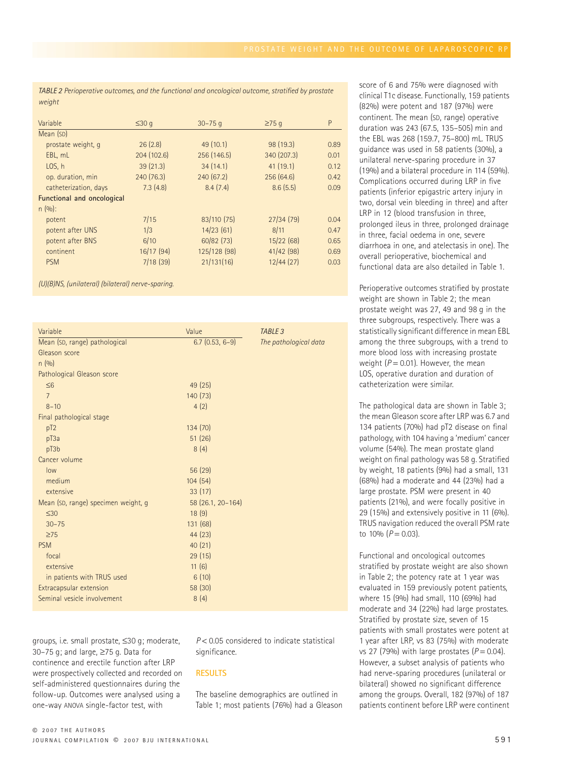*TABLE 2 Perioperative outcomes, and the functional and oncological outcome, stratified by prostate weight*

| Variable | ≤30 g | 30–75 g | ≥75 g | P |
|---|---|---|---|---|
| Mean (SD) | | | | |
| prostate weight, g | 26 (2.8) | 49 (10.1) | 98 (19.3) | 0.89 |
| EBL, mL | 204 (102.6) | 256 (146.5) | 340 (207.3) | 0.01 |
| LOS, h | 39 (21.3) | 34 (14.1) | 41 (19.1) | 0.12 |
| op. duration, min | 240 (76.3) | 240 (67.2) | 256 (64.6) | 0.42 |
| catheterization, days | 7.3 (4.8) | 8.4 (7.4) | 8.6 (5.5) | 0.09 |
| **Functional and oncological n (%):** | | | | |
| potent | 7/15 | 83/110 (75) | 27/34 (79) | 0.04 |
| potent after UNS | 1/3 | 14/23 (61) | 8/11 | 0.47 |
| potent after BNS | 6/10 | 60/82 (73) | 15/22 (68) | 0.65 |
| continent | 16/17 (94) | 125/128 (98) | 41/42 (98) | 0.69 |
| PSM | 7/18 (39) | 21/131(16) | 12/44 (27) | 0.03 |

*(U)(B)NS, (unilateral) (bilateral) nerve-sparing.*

*TABLE 3 The pathological data*

| Variable | Value |
|---|---|
| Mean (SD, range) pathological Gleason score | 6.7 (0.53, 6–9) |
| n (%) | |
| Pathological Gleason score | |
| ≤6 | 49 (25) |
| 7 | 140 (73) |
| 8–10 | 4 (2) |
| Final pathological stage | |
| pT2 | 134 (70) |
| pT3a | 51 (26) |
| pT3b | 8 (4) |
| Cancer volume | |
| low | 56 (29) |
| medium | 104 (54) |
| extensive | 33 (17) |
| Mean (SD, range) specimen weight, g | 58 (26.1, 20–164) |
| ≤30 | 18 (9) |
| 30–75 | 131 (68) |
| ≥75 | 44 (23) |
| PSM | 40 (21) |
| focal | 29 (15) |
| extensive | 11 (6) |
| in patients with TRUS used | 6 (10) |
| Extracapsular extension | 58 (30) |
| Seminal vesicle involvement | 8 (4) |

groups, i.e. small prostate, ≤30 g; moderate, 30–75 g; and large, ≥75 g. Data for continence and erectile function after LRP were prospectively collected and recorded on self-administered questionnaires during the follow-up. Outcomes were analysed using a one-way ANOVA single-factor test, with $P < 0.05$ considered to indicate statistical significance.

## RESULTS

The baseline demographics are outlined in Table 1; most patients (76%) had a Gleason score of 6 and 75% were diagnosed with clinical T1c disease. Functionally, 159 patients (82%) were potent and 187 (97%) were continent. The mean (SD, range) operative duration was 243 (67.5, 135–505) min and the EBL was 268 (159.7, 75–800) mL. TRUS guidance was used in 58 patients (30%), a unilateral nerve-sparing procedure in 37 (19%) and a bilateral procedure in 114 (59%). Complications occurred during LRP in five patients (inferior epigastric artery injury in two, dorsal vein bleeding in three) and after LRP in 12 (blood transfusion in three, prolonged ileus in three, prolonged drainage in three, facial oedema in one, severe diarrhoea in one, and atelectasis in one). The overall perioperative, biochemical and functional data are also detailed in Table 1.

Perioperative outcomes stratified by prostate weight are shown in Table 2; the mean prostate weight was 27, 49 and 98 g in the three subgroups, respectively. There was a statistically significant difference in mean EBL among the three subgroups, with a trend to more blood loss with increasing prostate weight ($P = 0.01$). However, the mean LOS, operative duration and duration of catheterization were similar.

The pathological data are shown in Table 3; the mean Gleason score after LRP was 6.7 and 134 patients (70%) had pT2 disease on final pathology, with 104 having a 'medium' cancer volume (54%). The mean prostate gland weight on final pathology was 58 g. Stratified by weight, 18 patients (9%) had a small, 131 (68%) had a moderate and 44 (23%) had a large prostate. PSM were present in 40 patients (21%), and were focally positive in 29 (15%) and extensively positive in 11 (6%). TRUS navigation reduced the overall PSM rate to 10% ($P = 0.03$).

Functional and oncological outcomes stratified by prostate weight are also shown in Table 2; the potency rate at 1 year was evaluated in 159 previously potent patients, where 15 (9%) had small, 110 (69%) had moderate and 34 (22%) had large prostates. Stratified by prostate size, seven of 15 patients with small prostates were potent at 1 year after LRP, vs 83 (75%) with moderate vs 27 (79%) with large prostates ($P = 0.04$). However, a subset analysis of patients who had nerve-sparing procedures (unilateral or bilateral) showed no significant difference among the groups. Overall, 182 (97%) of 187 patients continent before LRP were continent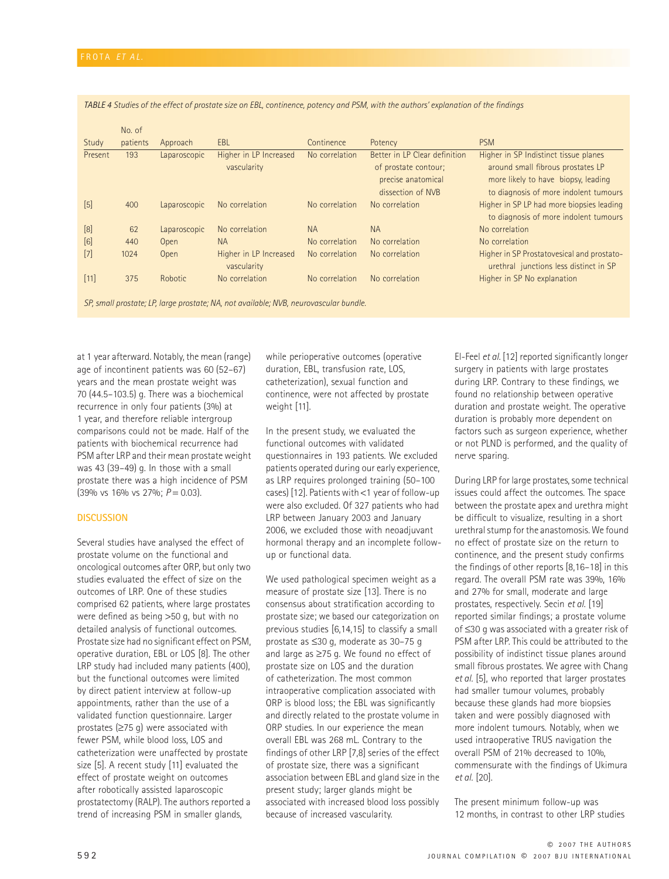*TABLE 4 Studies of the effect of prostate size on EBL, continence, potency and PSM, with the authors' explanation of the findings*

| Study | No. of patients | Approach | EBL | Continence | Potency | PSM |
|---|---|---|---|---|---|---|
| Present | 193 | Laparoscopic | Higher in LP Increased vascularity | No correlation | Better in LP Clear definition of prostate contour; precise anatomical dissection of NVB | Higher in SP Indistinct tissue planes around small fibrous prostates LP more likely to have biopsy, leading to diagnosis of more indolent tumours |
| [5] | 400 | Laparoscopic | No correlation | No correlation | No correlation | Higher in SP LP had more biopsies leading to diagnosis of more indolent tumours |
| [8] | 62 | Laparoscopic | No correlation | NA | NA | No correlation |
| [6] | 440 | Open | NA | No correlation | No correlation | No correlation |
| [7] | 1024 | Open | Higher in LP Increased vascularity | No correlation | No correlation | Higher in SP Prostatovesical and prostato-urethral junctions less distinct in SP |
| [11] | 375 | Robotic | No correlation | No correlation | No correlation | Higher in SP No explanation |

*SP, small prostate; LP, large prostate; NA, not available; NVB, neurovascular bundle.*

at 1 year afterward. Notably, the mean (range) age of incontinent patients was 60 (52–67) years and the mean prostate weight was 70 (44.5–103.5) g. There was a biochemical recurrence in only four patients (3%) at 1 year, and therefore reliable intergroup comparisons could not be made. Half of the patients with biochemical recurrence had PSM after LRP and their mean prostate weight was 43 (39–49) g. In those with a small prostate there was a high incidence of PSM (39% vs 16% vs 27%; $P = 0.03$).

## DISCUSSION

Several studies have analysed the effect of prostate volume on the functional and oncological outcomes after ORP, but only two studies evaluated the effect of size on the outcomes of LRP. One of these studies comprised 62 patients, where large prostates were defined as being >50 g, but with no detailed analysis of functional outcomes. Prostate size had no significant effect on PSM, operative duration, EBL or LOS [8]. The other LRP study had included many patients (400), but the functional outcomes were limited by direct patient interview at follow-up appointments, rather than the use of a validated function questionnaire. Larger prostates (≥75 g) were associated with fewer PSM, while blood loss, LOS and catheterization were unaffected by prostate size [5]. A recent study [11] evaluated the effect of prostate weight on outcomes after robotically assisted laparoscopic prostatectomy (RALP). The authors reported a trend of increasing PSM in smaller glands, while perioperative outcomes (operative duration, EBL, transfusion rate, LOS, catheterization), sexual function and continence, were not affected by prostate weight [11].

In the present study, we evaluated the functional outcomes with validated questionnaires in 193 patients. We excluded patients operated during our early experience, as LRP requires prolonged training (50–100 cases) [12]. Patients with <1 year of follow-up were also excluded. Of 327 patients who had LRP between January 2003 and January 2006, we excluded those with neoadjuvant hormonal therapy and an incomplete follow-up or functional data.

We used pathological specimen weight as a measure of prostate size [13]. There is no consensus about stratification according to prostate size; we based our categorization on previous studies [6,14,15] to classify a small prostate as ≤30 g, moderate as 30–75 g and large as ≥75 g. We found no effect of prostate size on LOS and the duration of catheterization. The most common intraoperative complication associated with ORP is blood loss; the EBL was significantly and directly related to the prostate volume in ORP studies. In our experience the mean overall EBL was 268 mL. Contrary to the findings of other LRP [7,8] series of the effect of prostate size, there was a significant association between EBL and gland size in the present study; larger glands might be associated with increased blood loss possibly because of increased vascularity.

El-Feel *et al.* [12] reported significantly longer surgery in patients with large prostates during LRP. Contrary to these findings, we found no relationship between operative duration and prostate weight. The operative duration is probably more dependent on factors such as surgeon experience, whether or not PLND is performed, and the quality of nerve sparing.

During LRP for large prostates, some technical issues could affect the outcomes. The space between the prostate apex and urethra might be difficult to visualize, resulting in a short urethral stump for the anastomosis. We found no effect of prostate size on the return to continence, and the present study confirms the findings of other reports [8,16–18] in this regard. The overall PSM rate was 39%, 16% and 27% for small, moderate and large prostates, respectively. Secin *et al.* [19] reported similar findings; a prostate volume of ≤30 g was associated with a greater risk of PSM after LRP. This could be attributed to the possibility of indistinct tissue planes around small fibrous prostates. We agree with Chang *et al.* [5], who reported that larger prostates had smaller tumour volumes, probably because these glands had more biopsies taken and were possibly diagnosed with more indolent tumours. Notably, when we used intraoperative TRUS navigation the overall PSM of 21% decreased to 10%, commensurate with the findings of Ukimura *et al.* [20].

The present minimum follow-up was 12 months, in contrast to other LRP studies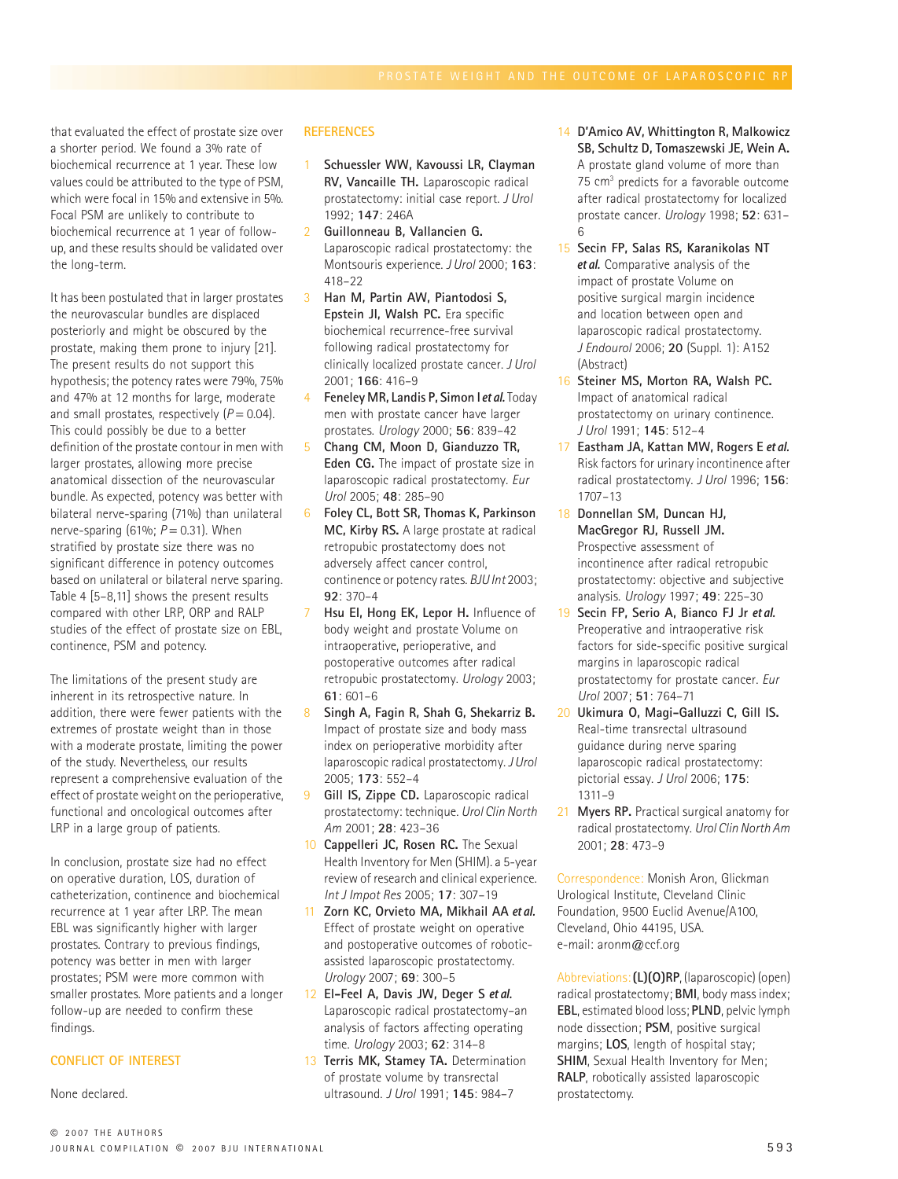that evaluated the effect of prostate size over a shorter period. We found a 3% rate of biochemical recurrence at 1 year. These low values could be attributed to the type of PSM, which were focal in 15% and extensive in 5%. Focal PSM are unlikely to contribute to biochemical recurrence at 1 year of follow-up, and these results should be validated over the long-term.

It has been postulated that in larger prostates the neurovascular bundles are displaced posteriorly and might be obscured by the prostate, making them prone to injury [21]. The present results do not support this hypothesis; the potency rates were 79%, 75% and 47% at 12 months for large, moderate and small prostates, respectively ($P = 0.04$). This could possibly be due to a better definition of the prostate contour in men with larger prostates, allowing more precise anatomical dissection of the neurovascular bundle. As expected, potency was better with bilateral nerve-sparing (71%) than unilateral nerve-sparing (61%; $P = 0.31$). When stratified by prostate size there was no significant difference in potency outcomes based on unilateral or bilateral nerve sparing. Table 4 [5–8,11] shows the present results compared with other LRP, ORP and RALP studies of the effect of prostate size on EBL, continence, PSM and potency.

The limitations of the present study are inherent in its retrospective nature. In addition, there were fewer patients with the extremes of prostate weight than in those with a moderate prostate, limiting the power of the study. Nevertheless, our results represent a comprehensive evaluation of the effect of prostate weight on the perioperative, functional and oncological outcomes after LRP in a large group of patients.

In conclusion, prostate size had no effect on operative duration, LOS, duration of catheterization, continence and biochemical recurrence at 1 year after LRP. The mean EBL was significantly higher with larger prostates. Contrary to previous findings, potency was better in men with larger prostates; PSM were more common with smaller prostates. More patients and a longer follow-up are needed to confirm these findings.

## CONFLICT OF INTEREST

None declared.

## REFERENCES

1. **Schuessler WW, Kavoussi LR, Clayman RV, Vancaille TH.** Laparoscopic radical prostatectomy: initial case report. *J Urol* 1992; **147**: 246A
2. **Guillonneau B, Vallancien G.** Laparoscopic radical prostatectomy: the Montsouris experience. *J Urol* 2000; **163**: 418–22
3. **Han M, Partin AW, Piantodosi S, Epstein JI, Walsh PC.** Era specific biochemical recurrence-free survival following radical prostatectomy for clinically localized prostate cancer. *J Urol* 2001; **166**: 416–9
4. **Feneley MR, Landis P, Simon I *et al.*** Today men with prostate cancer have larger prostates. *Urology* 2000; **56**: 839–42
5. **Chang CM, Moon D, Gianduzzo TR, Eden CG.** The impact of prostate size in laparoscopic radical prostatectomy. *Eur Urol* 2005; **48**: 285–90
6. **Foley CL, Bott SR, Thomas K, Parkinson MC, Kirby RS.** A large prostate at radical retropubic prostatectomy does not adversely affect cancer control, continence or potency rates. *BJU Int* 2003; **92**: 370–4
7. **Hsu EI, Hong EK, Lepor H.** Influence of body weight and prostate Volume on intraoperative, perioperative, and postoperative outcomes after radical retropubic prostatectomy. *Urology* 2003; **61**: 601–6
8. **Singh A, Fagin R, Shah G, Shekarriz B.** Impact of prostate size and body mass index on perioperative morbidity after laparoscopic radical prostatectomy. *J Urol* 2005; **173**: 552–4
9. **Gill IS, Zippe CD.** Laparoscopic radical prostatectomy: technique. *Urol Clin North Am* 2001; **28**: 423–36
10. **Cappelleri JC, Rosen RC.** The Sexual Health Inventory for Men (SHIM). a 5-year review of research and clinical experience. *Int J Impot Res* 2005; **17**: 307–19
11. **Zorn KC, Orvieto MA, Mikhail AA *et al.*** Effect of prostate weight on operative and postoperative outcomes of robotic-assisted laparoscopic prostatectomy. *Urology* 2007; **69**: 300–5
12. **El-Feel A, Davis JW, Deger S *et al.*** Laparoscopic radical prostatectomy–an analysis of factors affecting operating time. *Urology* 2003; **62**: 314–8
13. **Terris MK, Stamey TA.** Determination of prostate volume by transrectal ultrasound. *J Urol* 1991; **145**: 984–7
14. **D'Amico AV, Whittington R, Malkowicz SB, Schultz D, Tomaszewski JE, Wein A.** A prostate gland volume of more than 75 $cm^3$ predicts for a favorable outcome after radical prostatectomy for localized prostate cancer. *Urology* 1998; **52**: 631–6
15. **Secin FP, Salas RS, Karanikolas NT *et al.*** Comparative analysis of the impact of prostate Volume on positive surgical margin incidence and location between open and laparoscopic radical prostatectomy. *J Endourol* 2006; **20** (Suppl. 1): A152 (Abstract)
16. **Steiner MS, Morton RA, Walsh PC.** Impact of anatomical radical prostatectomy on urinary continence. *J Urol* 1991; **145**: 512–4
17. **Eastham JA, Kattan MW, Rogers E *et al.*** Risk factors for urinary incontinence after radical prostatectomy. *J Urol* 1996; **156**: 1707–13
18. **Donnellan SM, Duncan HJ, MacGregor RJ, Russell JM.** Prospective assessment of incontinence after radical retropubic prostatectomy: objective and subjective analysis. *Urology* 1997; **49**: 225–30
19. **Secin FP, Serio A, Bianco FJ Jr *et al.*** Preoperative and intraoperative risk factors for side-specific positive surgical margins in laparoscopic radical prostatectomy for prostate cancer. *Eur Urol* 2007; **51**: 764–71
20. **Ukimura O, Magi-Galluzzi C, Gill IS.** Real-time transrectal ultrasound guidance during nerve sparing laparoscopic radical prostatectomy: pictorial essay. *J Urol* 2006; **175**: 1311–9
21. **Myers RP.** Practical surgical anatomy for radical prostatectomy. *Urol Clin North Am* 2001; **28**: 473–9

Correspondence: Monish Aron, Glickman Urological Institute, Cleveland Clinic Foundation, 9500 Euclid Avenue/A100, Cleveland, Ohio 44195, USA.
e-mail: aronm@ccf.org

Abbreviations: **(L)(O)RP**, (laparoscopic) (open) radical prostatectomy; **BMI**, body mass index; **EBL**, estimated blood loss; **PLND**, pelvic lymph node dissection; **PSM**, positive surgical margins; **LOS**, length of hospital stay; **SHIM**, Sexual Health Inventory for Men; **RALP**, robotically assisted laparoscopic prostatectomy.